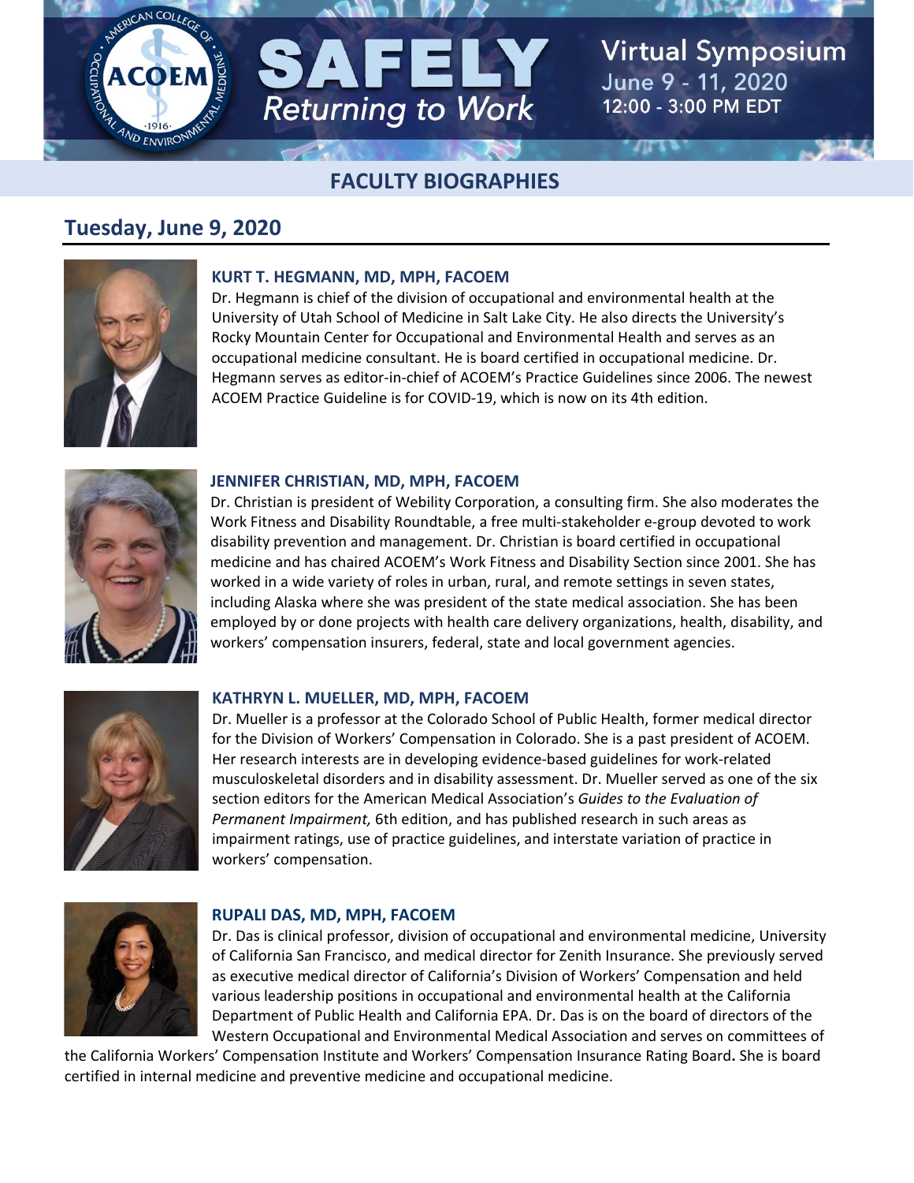# SAFELY Returning to Work

Virtual Symposium
June 9 - 11, 2020
12:00 - 3:00 PM EDT

## FACULTY BIOGRAPHIES

## Tuesday, June 9, 2020

### KURT T. HEGMANN, MD, MPH, FACOEM

Dr. Hegmann is chief of the division of occupational and environmental health at the University of Utah School of Medicine in Salt Lake City. He also directs the University's Rocky Mountain Center for Occupational and Environmental Health and serves as an occupational medicine consultant. He is board certified in occupational medicine. Dr. Hegmann serves as editor-in-chief of ACOEM's Practice Guidelines since 2006. The newest ACOEM Practice Guideline is for COVID-19, which is now on its 4th edition.

### JENNIFER CHRISTIAN, MD, MPH, FACOEM

Dr. Christian is president of Webility Corporation, a consulting firm. She also moderates the Work Fitness and Disability Roundtable, a free multi-stakeholder e-group devoted to work disability prevention and management. Dr. Christian is board certified in occupational medicine and has chaired ACOEM's Work Fitness and Disability Section since 2001. She has worked in a wide variety of roles in urban, rural, and remote settings in seven states, including Alaska where she was president of the state medical association. She has been employed by or done projects with health care delivery organizations, health, disability, and workers' compensation insurers, federal, state and local government agencies.

### KATHRYN L. MUELLER, MD, MPH, FACOEM

Dr. Mueller is a professor at the Colorado School of Public Health, former medical director for the Division of Workers' Compensation in Colorado. She is a past president of ACOEM. Her research interests are in developing evidence-based guidelines for work-related musculoskeletal disorders and in disability assessment. Dr. Mueller served as one of the six section editors for the American Medical Association's *Guides to the Evaluation of Permanent Impairment,* 6th edition, and has published research in such areas as impairment ratings, use of practice guidelines, and interstate variation of practice in workers' compensation.

### RUPALI DAS, MD, MPH, FACOEM

Dr. Das is clinical professor, division of occupational and environmental medicine, University of California San Francisco, and medical director for Zenith Insurance. She previously served as executive medical director of California's Division of Workers' Compensation and held various leadership positions in occupational and environmental health at the California Department of Public Health and California EPA. Dr. Das is on the board of directors of the Western Occupational and Environmental Medical Association and serves on committees of the California Workers' Compensation Institute and Workers' Compensation Insurance Rating Board**.** She is board certified in internal medicine and preventive medicine and occupational medicine.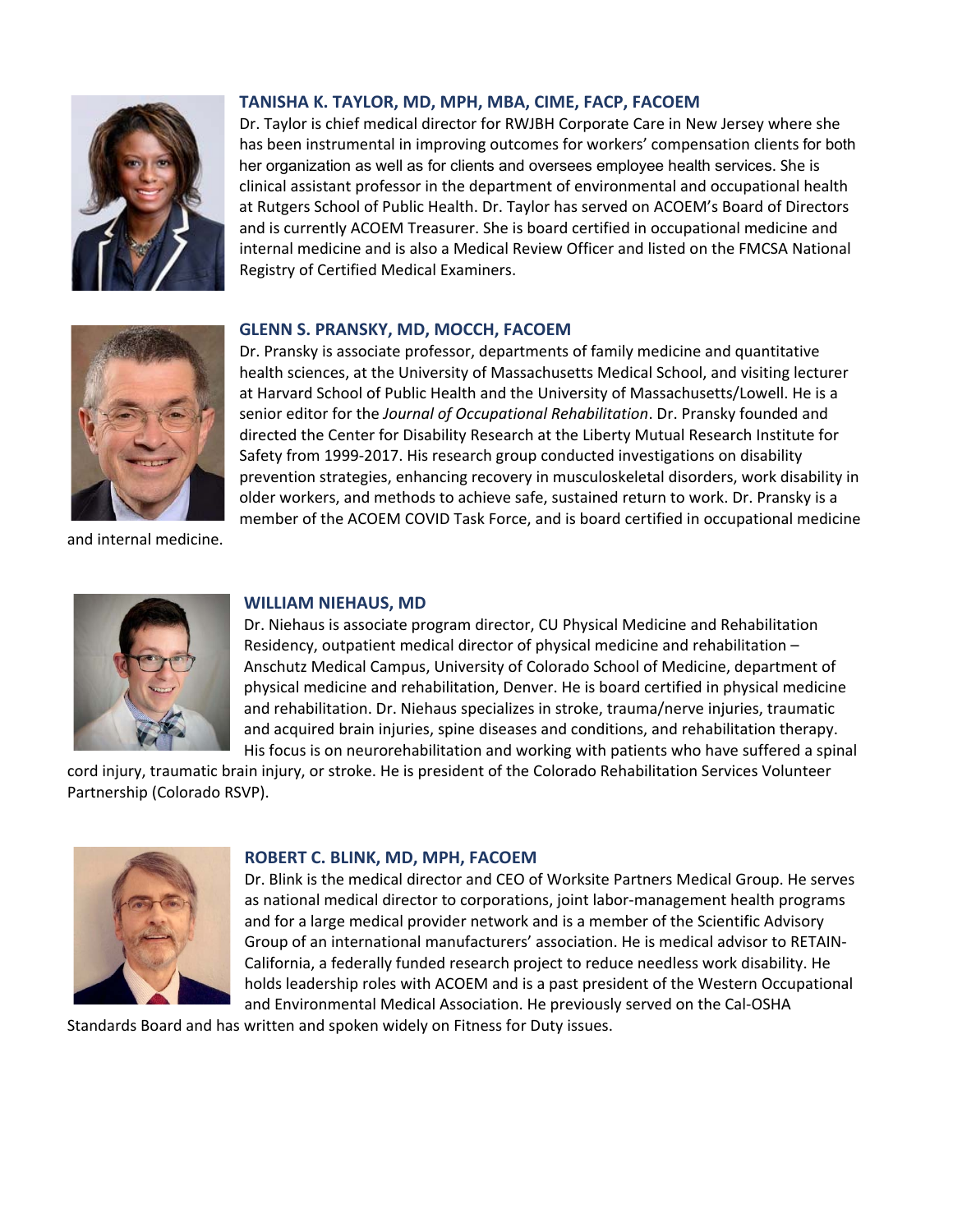### TANISHA K. TAYLOR, MD, MPH, MBA, CIME, FACP, FACOEM

Dr. Taylor is chief medical director for RWJBH Corporate Care in New Jersey where she has been instrumental in improving outcomes for workers' compensation clients for both her organization as well as for clients and oversees employee health services. She is clinical assistant professor in the department of environmental and occupational health at Rutgers School of Public Health. Dr. Taylor has served on ACOEM's Board of Directors and is currently ACOEM Treasurer. She is board certified in occupational medicine and internal medicine and is also a Medical Review Officer and listed on the FMCSA National Registry of Certified Medical Examiners.

### GLENN S. PRANSKY, MD, MOCCH, FACOEM

Dr. Pransky is associate professor, departments of family medicine and quantitative health sciences, at the University of Massachusetts Medical School, and visiting lecturer at Harvard School of Public Health and the University of Massachusetts/Lowell. He is a senior editor for the *Journal of Occupational Rehabilitation*. Dr. Pransky founded and directed the Center for Disability Research at the Liberty Mutual Research Institute for Safety from 1999-2017. His research group conducted investigations on disability prevention strategies, enhancing recovery in musculoskeletal disorders, work disability in older workers, and methods to achieve safe, sustained return to work. Dr. Pransky is a member of the ACOEM COVID Task Force, and is board certified in occupational medicine and internal medicine.

### WILLIAM NIEHAUS, MD

Dr. Niehaus is associate program director, CU Physical Medicine and Rehabilitation Residency, outpatient medical director of physical medicine and rehabilitation – Anschutz Medical Campus, University of Colorado School of Medicine, department of physical medicine and rehabilitation, Denver. He is board certified in physical medicine and rehabilitation. Dr. Niehaus specializes in stroke, trauma/nerve injuries, traumatic and acquired brain injuries, spine diseases and conditions, and rehabilitation therapy. His focus is on neurorehabilitation and working with patients who have suffered a spinal cord injury, traumatic brain injury, or stroke. He is president of the Colorado Rehabilitation Services Volunteer Partnership (Colorado RSVP).

### ROBERT C. BLINK, MD, MPH, FACOEM

Dr. Blink is the medical director and CEO of Worksite Partners Medical Group. He serves as national medical director to corporations, joint labor-management health programs and for a large medical provider network and is a member of the Scientific Advisory Group of an international manufacturers' association. He is medical advisor to RETAIN-California, a federally funded research project to reduce needless work disability. He holds leadership roles with ACOEM and is a past president of the Western Occupational and Environmental Medical Association. He previously served on the Cal-OSHA Standards Board and has written and spoken widely on Fitness for Duty issues.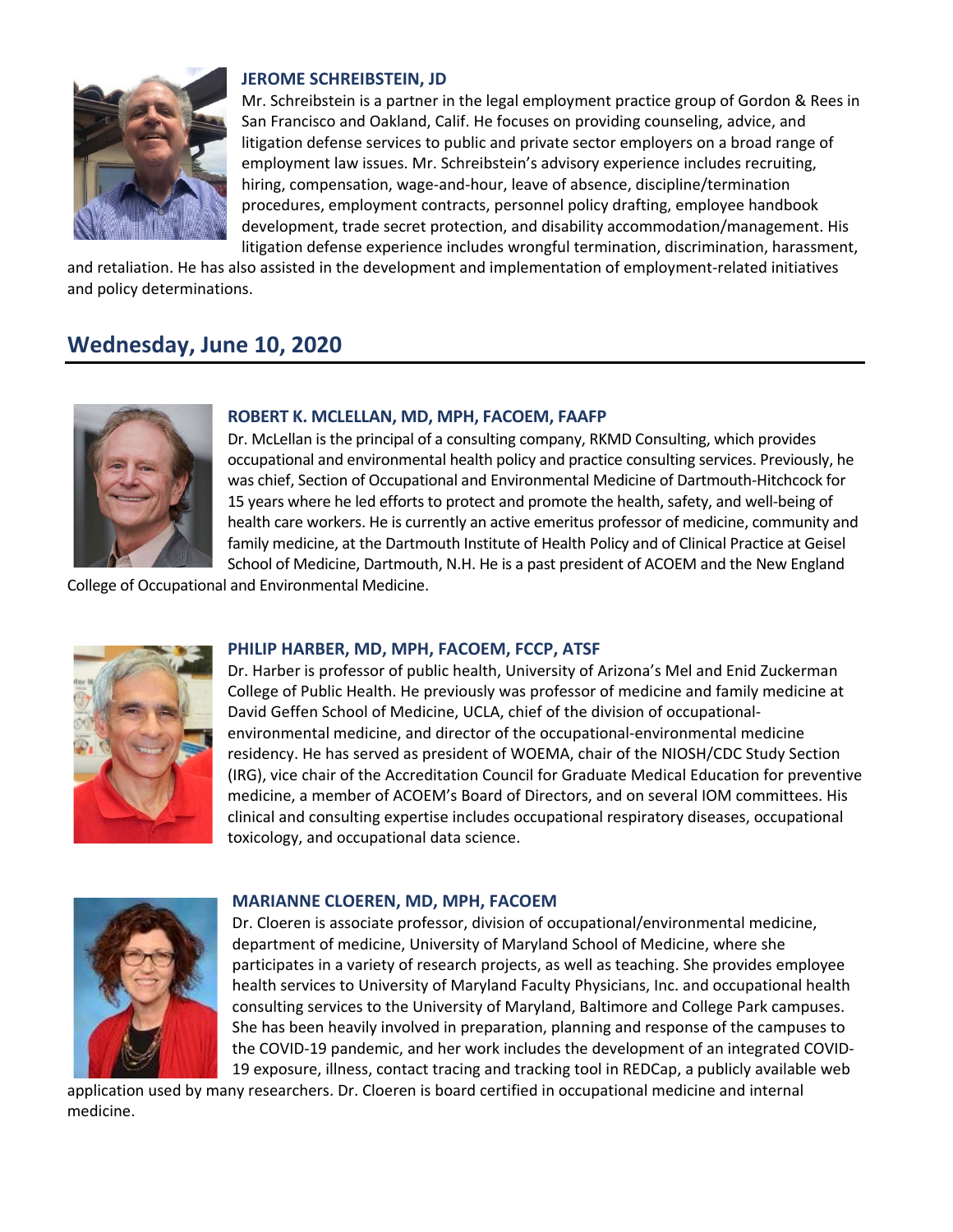### JEROME SCHREIBSTEIN, JD

Mr. Schreibstein is a partner in the legal employment practice group of Gordon & Rees in San Francisco and Oakland, Calif. He focuses on providing counseling, advice, and litigation defense services to public and private sector employers on a broad range of employment law issues. Mr. Schreibstein's advisory experience includes recruiting, hiring, compensation, wage-and-hour, leave of absence, discipline/termination procedures, employment contracts, personnel policy drafting, employee handbook development, trade secret protection, and disability accommodation/management. His litigation defense experience includes wrongful termination, discrimination, harassment, and retaliation. He has also assisted in the development and implementation of employment-related initiatives and policy determinations.

## Wednesday, June 10, 2020

### ROBERT K. MCLELLAN, MD, MPH, FACOEM, FAAFP

Dr. McLellan is the principal of a consulting company, RKMD Consulting, which provides occupational and environmental health policy and practice consulting services. Previously, he was chief, Section of Occupational and Environmental Medicine of Dartmouth-Hitchcock for 15 years where he led efforts to protect and promote the health, safety, and well-being of health care workers. He is currently an active emeritus professor of medicine, community and family medicine, at the Dartmouth Institute of Health Policy and of Clinical Practice at Geisel School of Medicine, Dartmouth, N.H. He is a past president of ACOEM and the New England College of Occupational and Environmental Medicine.

### PHILIP HARBER, MD, MPH, FACOEM, FCCP, ATSF

Dr. Harber is professor of public health, University of Arizona's Mel and Enid Zuckerman College of Public Health. He previously was professor of medicine and family medicine at David Geffen School of Medicine, UCLA, chief of the division of occupational-environmental medicine, and director of the occupational-environmental medicine residency. He has served as president of WOEMA, chair of the NIOSH/CDC Study Section (IRG), vice chair of the Accreditation Council for Graduate Medical Education for preventive medicine, a member of ACOEM's Board of Directors, and on several IOM committees. His clinical and consulting expertise includes occupational respiratory diseases, occupational toxicology, and occupational data science.

### MARIANNE CLOEREN, MD, MPH, FACOEM

Dr. Cloeren is associate professor, division of occupational/environmental medicine, department of medicine, University of Maryland School of Medicine, where she participates in a variety of research projects, as well as teaching. She provides employee health services to University of Maryland Faculty Physicians, Inc. and occupational health consulting services to the University of Maryland, Baltimore and College Park campuses. She has been heavily involved in preparation, planning and response of the campuses to the COVID-19 pandemic, and her work includes the development of an integrated COVID-19 exposure, illness, contact tracing and tracking tool in REDCap, a publicly available web application used by many researchers. Dr. Cloeren is board certified in occupational medicine and internal medicine.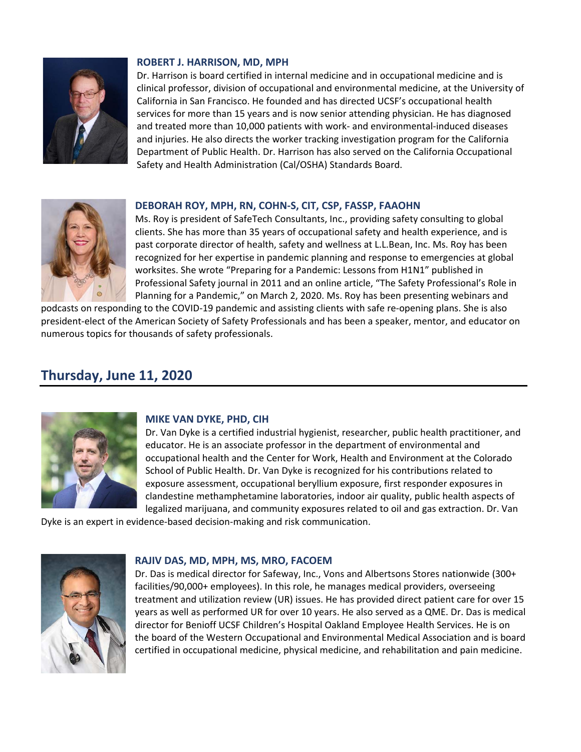### ROBERT J. HARRISON, MD, MPH

Dr. Harrison is board certified in internal medicine and in occupational medicine and is clinical professor, division of occupational and environmental medicine, at the University of California in San Francisco. He founded and has directed UCSF's occupational health services for more than 15 years and is now senior attending physician. He has diagnosed and treated more than 10,000 patients with work- and environmental-induced diseases and injuries. He also directs the worker tracking investigation program for the California Department of Public Health. Dr. Harrison has also served on the California Occupational Safety and Health Administration (Cal/OSHA) Standards Board.

### DEBORAH ROY, MPH, RN, COHN-S, CIT, CSP, FASSP, FAAOHN

Ms. Roy is president of SafeTech Consultants, Inc., providing safety consulting to global clients. She has more than 35 years of occupational safety and health experience, and is past corporate director of health, safety and wellness at L.L.Bean, Inc. Ms. Roy has been recognized for her expertise in pandemic planning and response to emergencies at global worksites. She wrote "Preparing for a Pandemic: Lessons from H1N1" published in Professional Safety journal in 2011 and an online article, "The Safety Professional's Role in Planning for a Pandemic," on March 2, 2020. Ms. Roy has been presenting webinars and podcasts on responding to the COVID-19 pandemic and assisting clients with safe re-opening plans. She is also president-elect of the American Society of Safety Professionals and has been a speaker, mentor, and educator on numerous topics for thousands of safety professionals.

## Thursday, June 11, 2020

### MIKE VAN DYKE, PHD, CIH

Dr. Van Dyke is a certified industrial hygienist, researcher, public health practitioner, and educator. He is an associate professor in the department of environmental and occupational health and the Center for Work, Health and Environment at the Colorado School of Public Health. Dr. Van Dyke is recognized for his contributions related to exposure assessment, occupational beryllium exposure, first responder exposures in clandestine methamphetamine laboratories, indoor air quality, public health aspects of legalized marijuana, and community exposures related to oil and gas extraction. Dr. Van Dyke is an expert in evidence-based decision-making and risk communication.

### RAJIV DAS, MD, MPH, MS, MRO, FACOEM

Dr. Das is medical director for Safeway, Inc., Vons and Albertsons Stores nationwide (300+ facilities/90,000+ employees). In this role, he manages medical providers, overseeing treatment and utilization review (UR) issues. He has provided direct patient care for over 15 years as well as performed UR for over 10 years. He also served as a QME. Dr. Das is medical director for Benioff UCSF Children's Hospital Oakland Employee Health Services. He is on the board of the Western Occupational and Environmental Medical Association and is board certified in occupational medicine, physical medicine, and rehabilitation and pain medicine.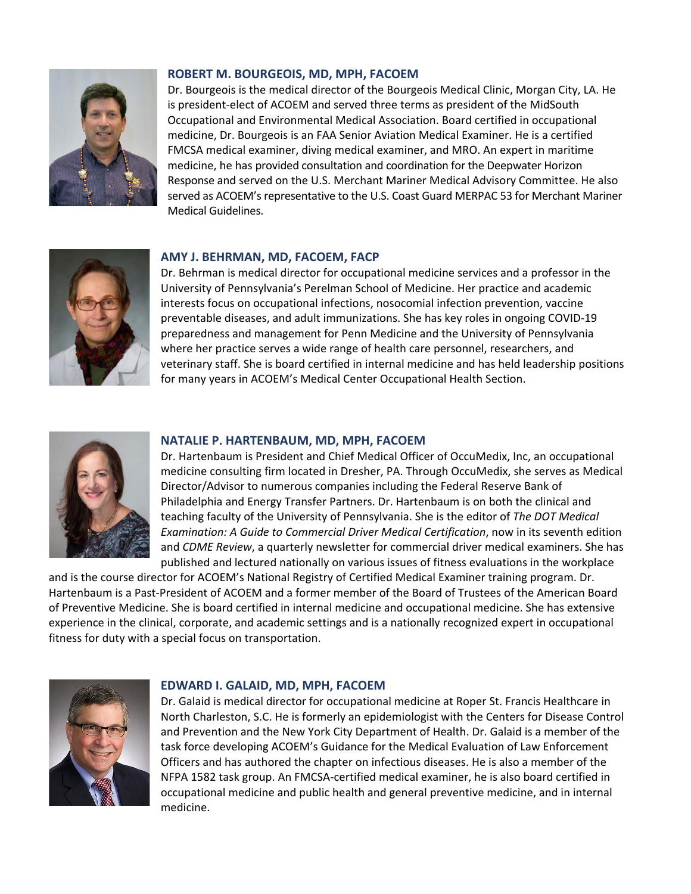### ROBERT M. BOURGEOIS, MD, MPH, FACOEM

Dr. Bourgeois is the medical director of the Bourgeois Medical Clinic, Morgan City, LA. He is president-elect of ACOEM and served three terms as president of the MidSouth Occupational and Environmental Medical Association. Board certified in occupational medicine, Dr. Bourgeois is an FAA Senior Aviation Medical Examiner. He is a certified FMCSA medical examiner, diving medical examiner, and MRO. An expert in maritime medicine, he has provided consultation and coordination for the Deepwater Horizon Response and served on the U.S. Merchant Mariner Medical Advisory Committee. He also served as ACOEM's representative to the U.S. Coast Guard MERPAC 53 for Merchant Mariner Medical Guidelines.

### AMY J. BEHRMAN, MD, FACOEM, FACP

Dr. Behrman is medical director for occupational medicine services and a professor in the University of Pennsylvania's Perelman School of Medicine. Her practice and academic interests focus on occupational infections, nosocomial infection prevention, vaccine preventable diseases, and adult immunizations. She has key roles in ongoing COVID-19 preparedness and management for Penn Medicine and the University of Pennsylvania where her practice serves a wide range of health care personnel, researchers, and veterinary staff. She is board certified in internal medicine and has held leadership positions for many years in ACOEM's Medical Center Occupational Health Section.

### NATALIE P. HARTENBAUM, MD, MPH, FACOEM

Dr. Hartenbaum is President and Chief Medical Officer of OccuMedix, Inc, an occupational medicine consulting firm located in Dresher, PA. Through OccuMedix, she serves as Medical Director/Advisor to numerous companies including the Federal Reserve Bank of Philadelphia and Energy Transfer Partners. Dr. Hartenbaum is on both the clinical and teaching faculty of the University of Pennsylvania. She is the editor of *The DOT Medical Examination: A Guide to Commercial Driver Medical Certification*, now in its seventh edition and *CDME Review*, a quarterly newsletter for commercial driver medical examiners. She has published and lectured nationally on various issues of fitness evaluations in the workplace and is the course director for ACOEM's National Registry of Certified Medical Examiner training program. Dr. Hartenbaum is a Past-President of ACOEM and a former member of the Board of Trustees of the American Board of Preventive Medicine. She is board certified in internal medicine and occupational medicine. She has extensive experience in the clinical, corporate, and academic settings and is a nationally recognized expert in occupational fitness for duty with a special focus on transportation.

### EDWARD I. GALAID, MD, MPH, FACOEM

Dr. Galaid is medical director for occupational medicine at Roper St. Francis Healthcare in North Charleston, S.C. He is formerly an epidemiologist with the Centers for Disease Control and Prevention and the New York City Department of Health. Dr. Galaid is a member of the task force developing ACOEM's Guidance for the Medical Evaluation of Law Enforcement Officers and has authored the chapter on infectious diseases. He is also a member of the NFPA 1582 task group. An FMCSA-certified medical examiner, he is also board certified in occupational medicine and public health and general preventive medicine, and in internal medicine.